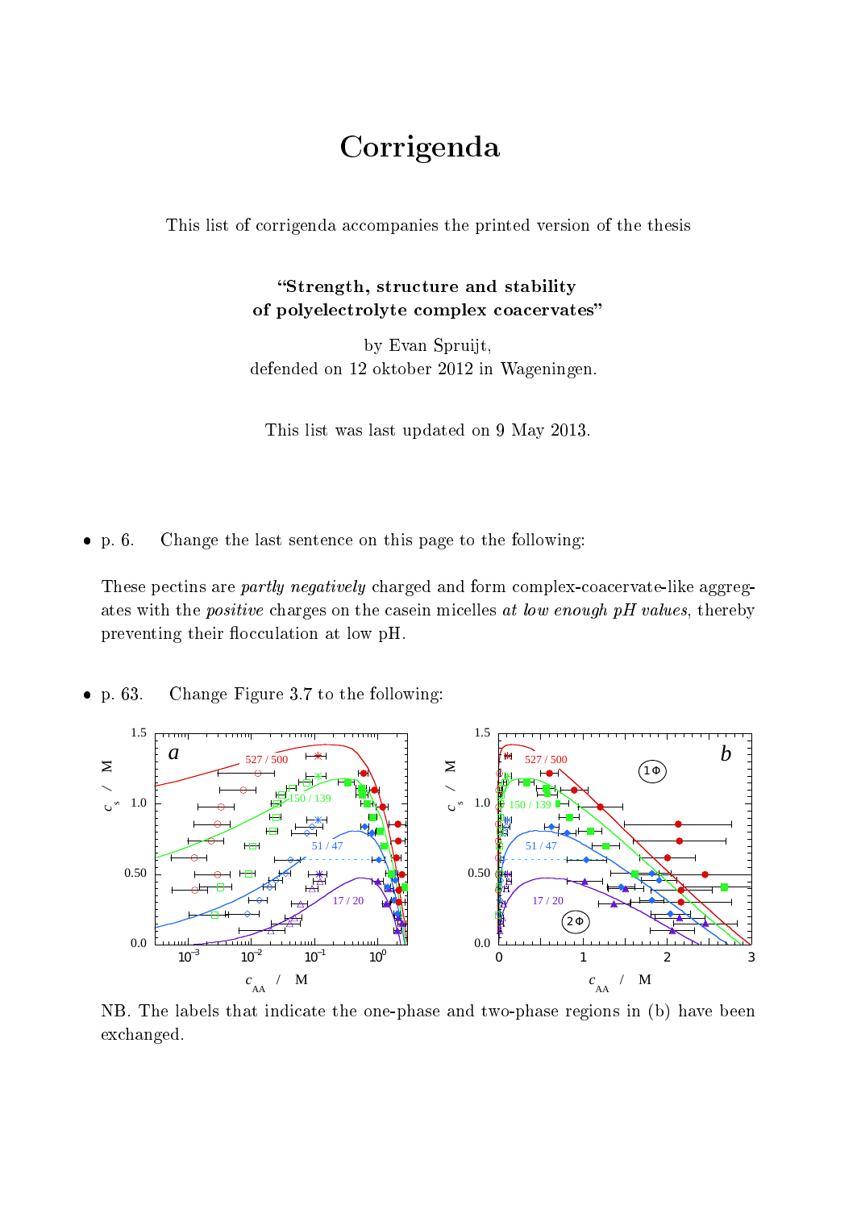# Corrigenda

This list of corrigenda accompanies the printed version of the thesis

**"Strength, structure and stability of polyelectrolyte complex coacervates"**

by Evan Spruijt,
defended on 12 oktober 2012 in Wageningen.

This list was last updated on 9 May 2013.

- p. 6. Change the last sentence on this page to the following:

These pectins are *partly negatively* charged and form complex-coacervate-like aggregates with the *positive* charges on the casein micelles *at low enough pH values*, thereby preventing their flocculation at low pH.

- p. 63. Change Figure 3.7 to the following:

NB. The labels that indicate the one-phase and two-phase regions in (b) have been exchanged.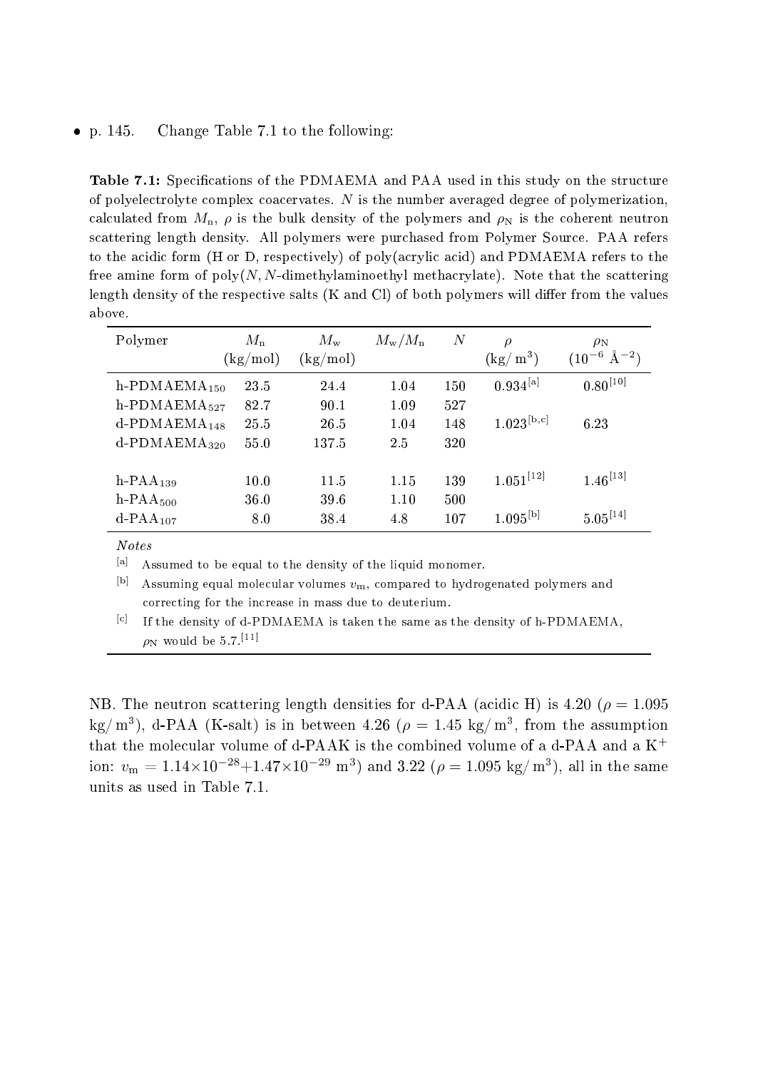- p. 145. Change Table 7.1 to the following:

**Table 7.1:** Specifications of the PDMAEMA and PAA used in this study on the structure of polyelectrolyte complex coacervates. $N$ is the number averaged degree of polymerization, calculated from $M_\mathrm{n}$, $\rho$ is the bulk density of the polymers and $\rho_\mathrm{N}$ is the coherent neutron scattering length density. All polymers were purchased from Polymer Source. PAA refers to the acidic form (H or D, respectively) of poly(acrylic acid) and PDMAEMA refers to the free amine form of poly($N,N$-dimethylaminoethyl methacrylate). Note that the scattering length density of the respective salts (K and Cl) of both polymers will differ from the values above.

| Polymer | $M_\mathrm{n}$ (kg/mol) | $M_\mathrm{w}$ (kg/mol) | $M_\mathrm{w}/M_\mathrm{n}$ | $N$ | $\rho$ (kg/ m$^3$) | $\rho_\mathrm{N}$ ($10^{-6}$ Å$^{-2}$) |
|---|---|---|---|---|---|---|
| h-PDMAEMA$_{150}$ | 23.5 | 24.4 | 1.04 | 150 | 0.934[a] | 0.80[10] |
| h-PDMAEMA$_{527}$ | 82.7 | 90.1 | 1.09 | 527 | | |
| d-PDMAEMA$_{148}$ | 25.5 | 26.5 | 1.04 | 148 | 1.023[b,c] | 6.23 |
| d-PDMAEMA$_{320}$ | 55.0 | 137.5 | 2.5 | 320 | | |
| h-PAA$_{139}$ | 10.0 | 11.5 | 1.15 | 139 | 1.051[12] | 1.46[13] |
| h-PAA$_{500}$ | 36.0 | 39.6 | 1.10 | 500 | | |
| d-PAA$_{107}$ | 8.0 | 38.4 | 4.8 | 107 | 1.095[b] | 5.05[14] |

*Notes*

[a] Assumed to be equal to the density of the liquid monomer.

[b] Assuming equal molecular volumes $v_\mathrm{m}$, compared to hydrogenated polymers and correcting for the increase in mass due to deuterium.

[c] If the density of d-PDMAEMA is taken the same as the density of h-PDMAEMA, $\rho_\mathrm{N}$ would be 5.7.[11]

NB. The neutron scattering length densities for d-PAA (acidic H) is 4.20 ($\rho = 1.095$ kg/ m$^3$), d-PAA (K-salt) is in between 4.26 ($\rho = 1.45$ kg/ m$^3$, from the assumption that the molecular volume of d-PAAK is the combined volume of a d-PAA and a K$^+$ ion: $v_\mathrm{m} = 1.14{\times}10^{-28}{+}1.47{\times}10^{-29}$ m$^3$) and 3.22 ($\rho = 1.095$ kg/ m$^3$), all in the same units as used in Table 7.1.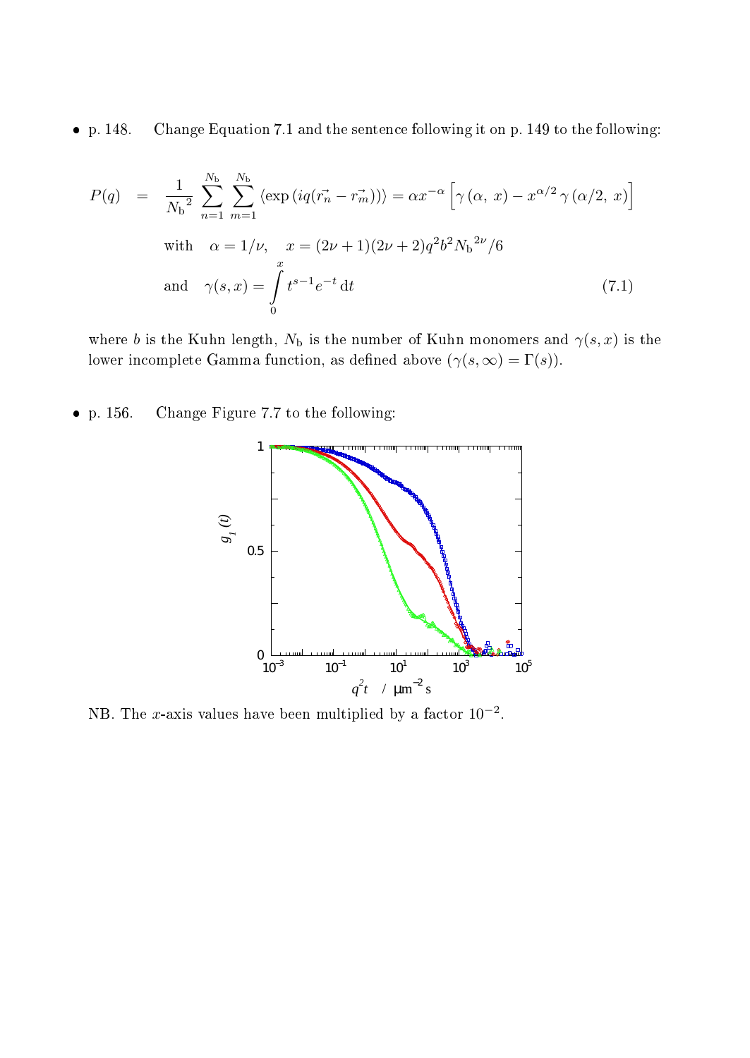- p. 148. Change Equation 7.1 and the sentence following it on p. 149 to the following:

$$
\begin{aligned}
P(q) &= \frac{1}{{N_\mathrm{b}}^2} \sum_{n=1}^{N_\mathrm{b}} \sum_{m=1}^{N_\mathrm{b}} \langle \exp\left(iq(\vec{r_n} - \vec{r_m})\right)\rangle = \alpha x^{-\alpha}\left[\gamma\left(\alpha,\, x\right) - x^{\alpha/2}\,\gamma\left(\alpha/2,\, x\right)\right] \\
&\text{with} \quad \alpha = 1/\nu, \quad x = (2\nu+1)(2\nu+2)q^2 b^2 {N_\mathrm{b}}^{2\nu}/6 \\
&\text{and} \quad \gamma(s,x) = \int_0^x t^{s-1} e^{-t}\,\mathrm{d}t
\end{aligned}
\tag{7.1}
$$

where $b$ is the Kuhn length, $N_\mathrm{b}$ is the number of Kuhn monomers and $\gamma(s,x)$ is the lower incomplete Gamma function, as defined above ($\gamma(s,\infty) = \Gamma(s)$).

- p. 156. Change Figure 7.7 to the following:

NB. The $x$-axis values have been multiplied by a factor $10^{-2}$.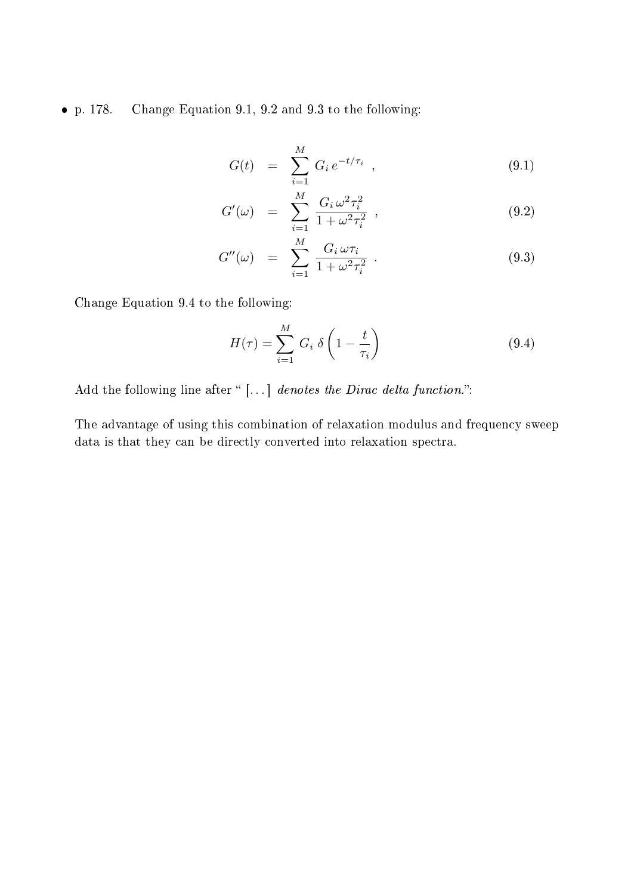- p. 178. Change Equation 9.1, 9.2 and 9.3 to the following:

$$G(t) = \sum_{i=1}^{M} G_i \, e^{-t/\tau_i} \; , \tag{9.1}$$

$$G'(\omega) = \sum_{i=1}^{M} \frac{G_i \, \omega^2 \tau_i^2}{1+\omega^2 \tau_i^2} \; , \tag{9.2}$$

$$G''(\omega) = \sum_{i=1}^{M} \frac{G_i \, \omega \tau_i}{1+\omega^2 \tau_i^2} \; . \tag{9.3}$$

Change Equation 9.4 to the following:

$$H(\tau) = \sum_{i=1}^{M} G_i \; \delta \left( 1 - \frac{t}{\tau_i} \right) \tag{9.4}$$

Add the following line after " [...] *denotes the Dirac delta function.*":

The advantage of using this combination of relaxation modulus and frequency sweep data is that they can be directly converted into relaxation spectra.